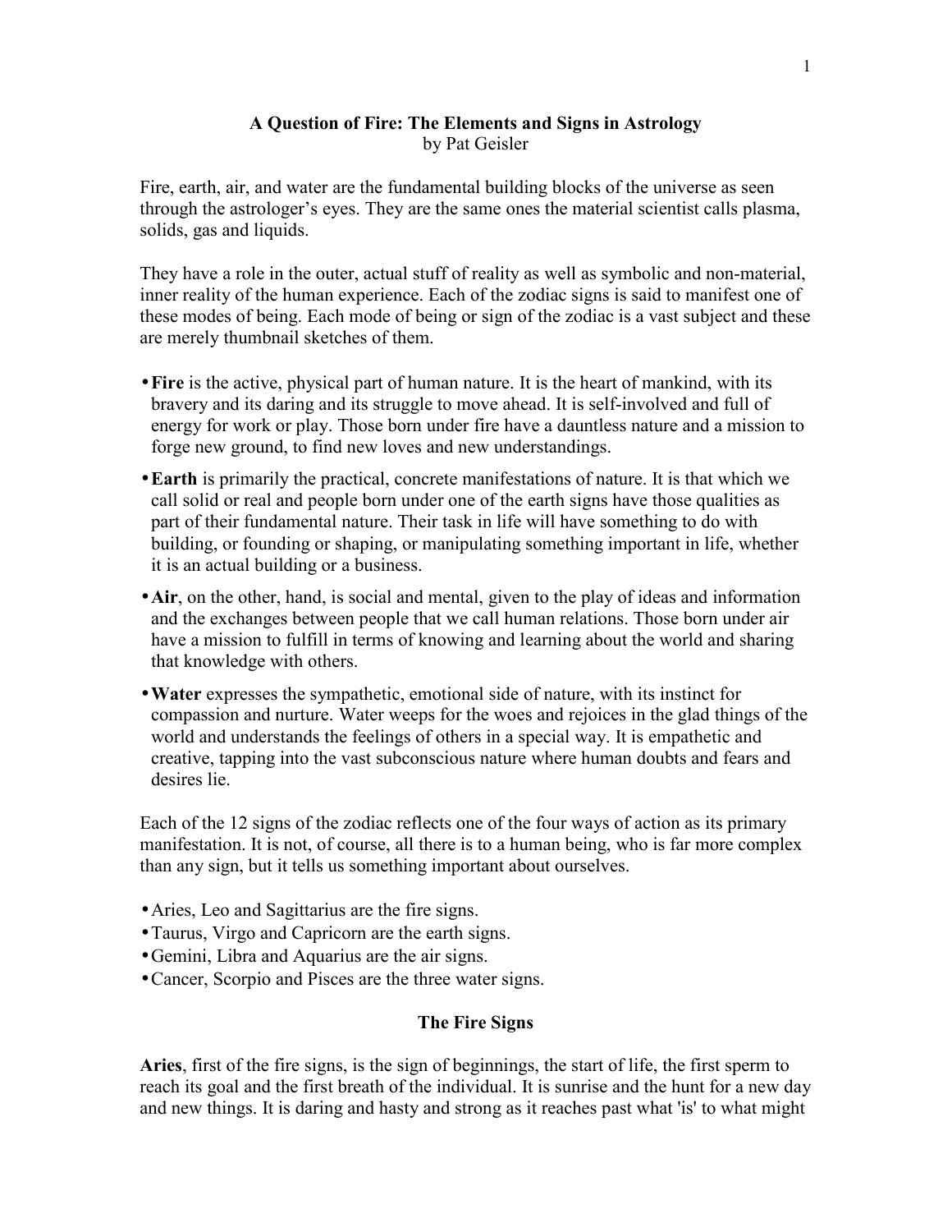# A Question of Fire: The Elements and Signs in Astrology

by Pat Geisler

Fire, earth, air, and water are the fundamental building blocks of the universe as seen through the astrologer's eyes. They are the same ones the material scientist calls plasma, solids, gas and liquids.

They have a role in the outer, actual stuff of reality as well as symbolic and non-material, inner reality of the human experience. Each of the zodiac signs is said to manifest one of these modes of being. Each mode of being or sign of the zodiac is a vast subject and these are merely thumbnail sketches of them.

- **Fire** is the active, physical part of human nature. It is the heart of mankind, with its bravery and its daring and its struggle to move ahead. It is self-involved and full of energy for work or play. Those born under fire have a dauntless nature and a mission to forge new ground, to find new loves and new understandings.
- **Earth** is primarily the practical, concrete manifestations of nature. It is that which we call solid or real and people born under one of the earth signs have those qualities as part of their fundamental nature. Their task in life will have something to do with building, or founding or shaping, or manipulating something important in life, whether it is an actual building or a business.
- **Air**, on the other, hand, is social and mental, given to the play of ideas and information and the exchanges between people that we call human relations. Those born under air have a mission to fulfill in terms of knowing and learning about the world and sharing that knowledge with others.
- **Water** expresses the sympathetic, emotional side of nature, with its instinct for compassion and nurture. Water weeps for the woes and rejoices in the glad things of the world and understands the feelings of others in a special way. It is empathetic and creative, tapping into the vast subconscious nature where human doubts and fears and desires lie.

Each of the 12 signs of the zodiac reflects one of the four ways of action as its primary manifestation. It is not, of course, all there is to a human being, who is far more complex than any sign, but it tells us something important about ourselves.

- Aries, Leo and Sagittarius are the fire signs.
- Taurus, Virgo and Capricorn are the earth signs.
- Gemini, Libra and Aquarius are the air signs.
- Cancer, Scorpio and Pisces are the three water signs.

## The Fire Signs

**Aries**, first of the fire signs, is the sign of beginnings, the start of life, the first sperm to reach its goal and the first breath of the individual. It is sunrise and the hunt for a new day and new things. It is daring and hasty and strong as it reaches past what 'is' to what might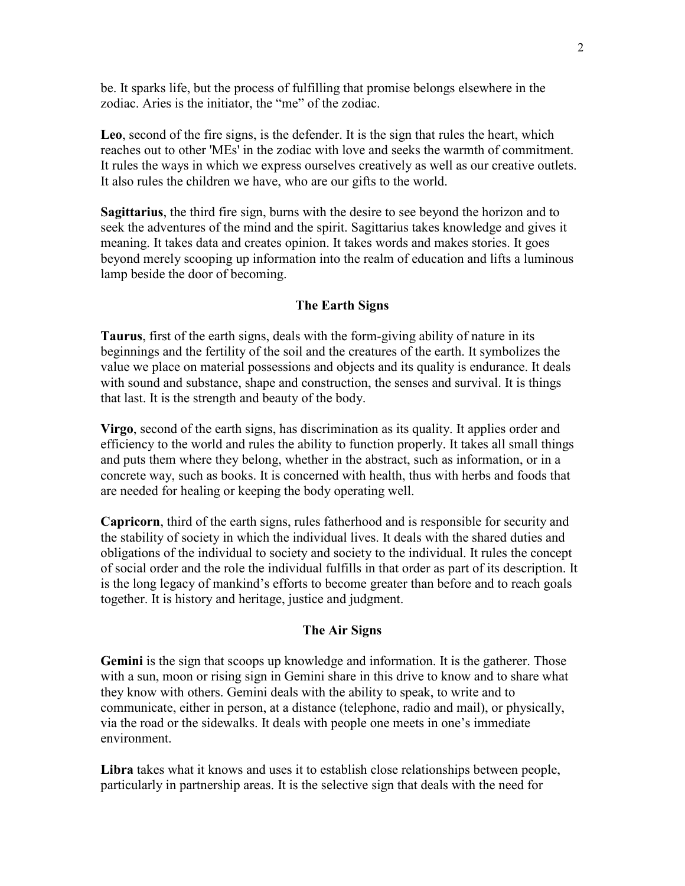be. It sparks life, but the process of fulfilling that promise belongs elsewhere in the zodiac. Aries is the initiator, the "me" of the zodiac.

**Leo**, second of the fire signs, is the defender. It is the sign that rules the heart, which reaches out to other 'MEs' in the zodiac with love and seeks the warmth of commitment. It rules the ways in which we express ourselves creatively as well as our creative outlets. It also rules the children we have, who are our gifts to the world.

**Sagittarius**, the third fire sign, burns with the desire to see beyond the horizon and to seek the adventures of the mind and the spirit. Sagittarius takes knowledge and gives it meaning. It takes data and creates opinion. It takes words and makes stories. It goes beyond merely scooping up information into the realm of education and lifts a luminous lamp beside the door of becoming.

## The Earth Signs

**Taurus**, first of the earth signs, deals with the form-giving ability of nature in its beginnings and the fertility of the soil and the creatures of the earth. It symbolizes the value we place on material possessions and objects and its quality is endurance. It deals with sound and substance, shape and construction, the senses and survival. It is things that last. It is the strength and beauty of the body.

**Virgo**, second of the earth signs, has discrimination as its quality. It applies order and efficiency to the world and rules the ability to function properly. It takes all small things and puts them where they belong, whether in the abstract, such as information, or in a concrete way, such as books. It is concerned with health, thus with herbs and foods that are needed for healing or keeping the body operating well.

**Capricorn**, third of the earth signs, rules fatherhood and is responsible for security and the stability of society in which the individual lives. It deals with the shared duties and obligations of the individual to society and society to the individual. It rules the concept of social order and the role the individual fulfills in that order as part of its description. It is the long legacy of mankind's efforts to become greater than before and to reach goals together. It is history and heritage, justice and judgment.

## The Air Signs

**Gemini** is the sign that scoops up knowledge and information. It is the gatherer. Those with a sun, moon or rising sign in Gemini share in this drive to know and to share what they know with others. Gemini deals with the ability to speak, to write and to communicate, either in person, at a distance (telephone, radio and mail), or physically, via the road or the sidewalks. It deals with people one meets in one's immediate environment.

**Libra** takes what it knows and uses it to establish close relationships between people, particularly in partnership areas. It is the selective sign that deals with the need for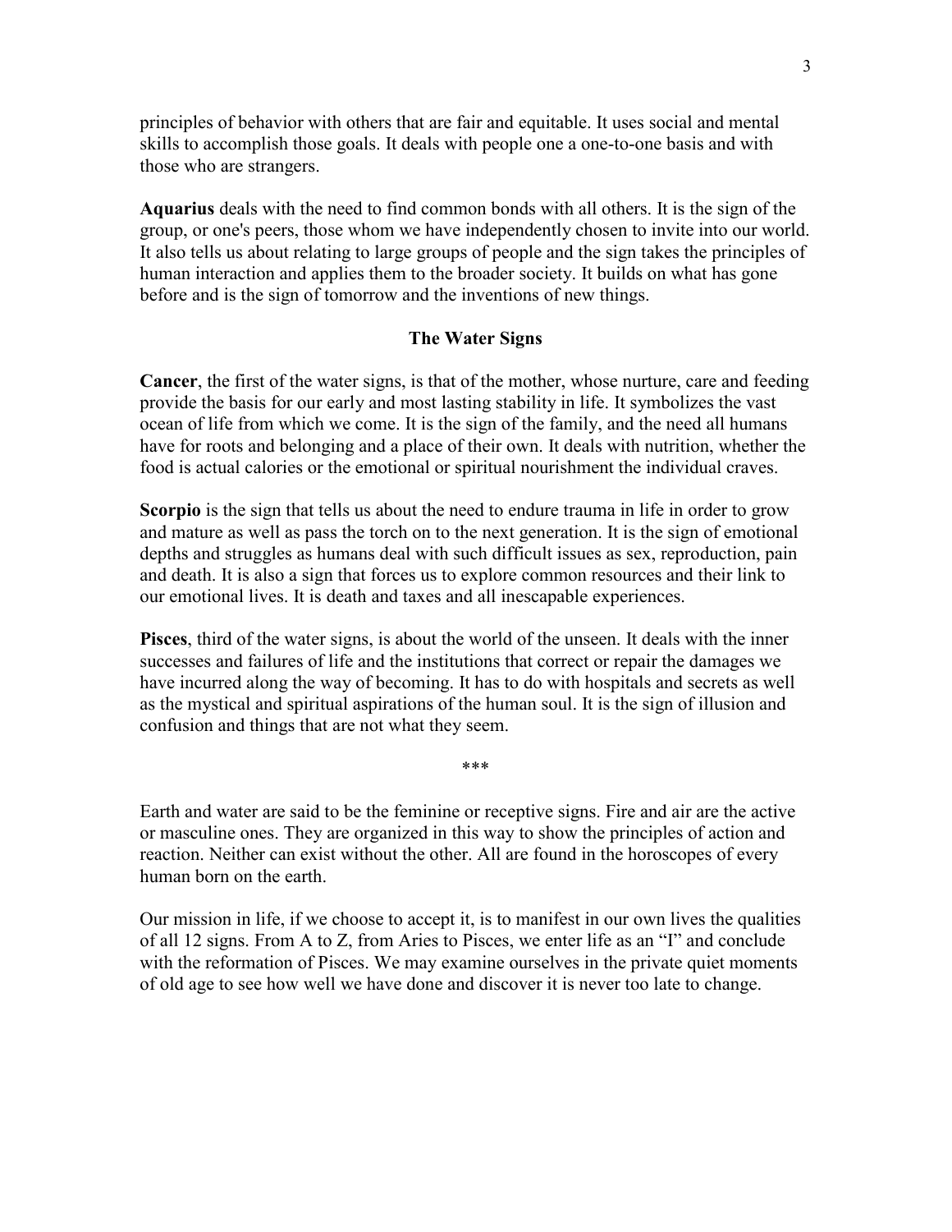principles of behavior with others that are fair and equitable. It uses social and mental skills to accomplish those goals. It deals with people one a one-to-one basis and with those who are strangers.

**Aquarius** deals with the need to find common bonds with all others. It is the sign of the group, or one's peers, those whom we have independently chosen to invite into our world. It also tells us about relating to large groups of people and the sign takes the principles of human interaction and applies them to the broader society. It builds on what has gone before and is the sign of tomorrow and the inventions of new things.

### The Water Signs

**Cancer**, the first of the water signs, is that of the mother, whose nurture, care and feeding provide the basis for our early and most lasting stability in life. It symbolizes the vast ocean of life from which we come. It is the sign of the family, and the need all humans have for roots and belonging and a place of their own. It deals with nutrition, whether the food is actual calories or the emotional or spiritual nourishment the individual craves.

**Scorpio** is the sign that tells us about the need to endure trauma in life in order to grow and mature as well as pass the torch on to the next generation. It is the sign of emotional depths and struggles as humans deal with such difficult issues as sex, reproduction, pain and death. It is also a sign that forces us to explore common resources and their link to our emotional lives. It is death and taxes and all inescapable experiences.

**Pisces**, third of the water signs, is about the world of the unseen. It deals with the inner successes and failures of life and the institutions that correct or repair the damages we have incurred along the way of becoming. It has to do with hospitals and secrets as well as the mystical and spiritual aspirations of the human soul. It is the sign of illusion and confusion and things that are not what they seem.

***

Earth and water are said to be the feminine or receptive signs. Fire and air are the active or masculine ones. They are organized in this way to show the principles of action and reaction. Neither can exist without the other. All are found in the horoscopes of every human born on the earth.

Our mission in life, if we choose to accept it, is to manifest in our own lives the qualities of all 12 signs. From A to Z, from Aries to Pisces, we enter life as an “I” and conclude with the reformation of Pisces. We may examine ourselves in the private quiet moments of old age to see how well we have done and discover it is never too late to change.